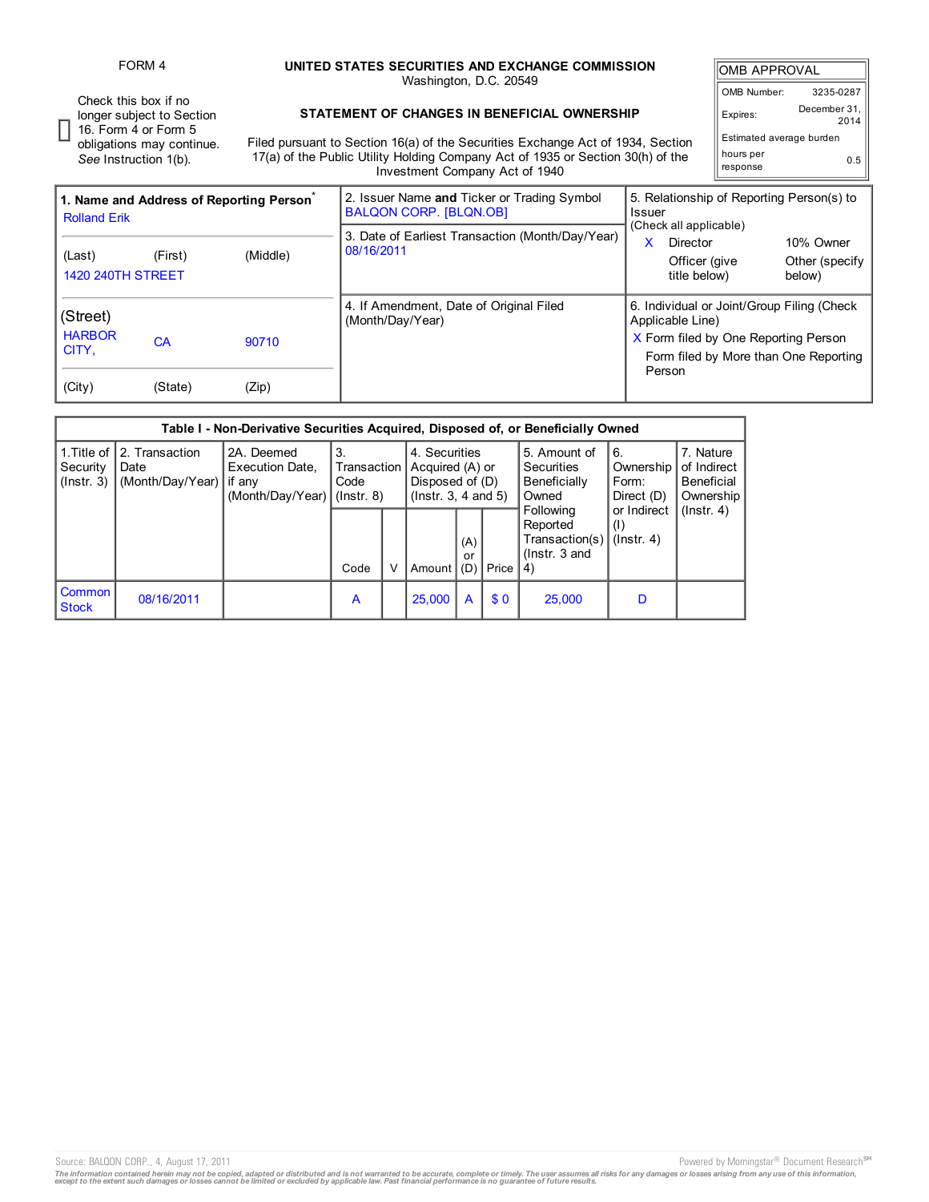FORM 4

☐ Check this box if no longer subject to Section 16. Form 4 or Form 5 obligations may continue. *See* Instruction 1(b).

**UNITED STATES SECURITIES AND EXCHANGE COMMISSION**
Washington, D.C. 20549

**STATEMENT OF CHANGES IN BENEFICIAL OWNERSHIP**

Filed pursuant to Section 16(a) of the Securities Exchange Act of 1934, Section 17(a) of the Public Utility Holding Company Act of 1935 or Section 30(h) of the Investment Company Act of 1940

| OMB APPROVAL | |
|---|---|
| OMB Number: | 3235-0287 |
| Expires: | December 31, 2014 |
| Estimated average burden hours per response | 0.5 |

**1. Name and Address of Reporting Person***
Rolland Erik

(Last) (First) (Middle)
1420 240TH STREET

(Street)
HARBOR CITY, CA 90710

(City) (State) (Zip)

2. Issuer Name **and** Ticker or Trading Symbol
BALQON CORP. [BLQN.OB]

3. Date of Earliest Transaction (Month/Day/Year)
08/16/2011

4. If Amendment, Date of Original Filed (Month/Day/Year)

5. Relationship of Reporting Person(s) to Issuer
(Check all applicable)
X Director
10% Owner
Officer (give title below)
Other (specify below)

6. Individual or Joint/Group Filing (Check Applicable Line)
X Form filed by One Reporting Person
Form filed by More than One Reporting Person

| Table I - Non-Derivative Securities Acquired, Disposed of, or Beneficially Owned | | | | | | | | | | |
|---|---|---|---|---|---|---|---|---|---|---|
| 1.Title of Security (Instr. 3) | 2. Transaction Date (Month/Day/Year) | 2A. Deemed Execution Date, if any (Month/Day/Year) | 3. Transaction Code (Instr. 8) | | 4. Securities Acquired (A) or Disposed of (D) (Instr. 3, 4 and 5) | | | 5. Amount of Securities Beneficially Owned Following Reported Transaction(s) (Instr. 3 and 4) | 6. Ownership Form: Direct (D) or Indirect (I) (Instr. 4) | 7. Nature of Indirect Beneficial Ownership (Instr. 4) |
| | | | Code | V | Amount | (A) or (D) | Price | | | |
| Common Stock | 08/16/2011 | | A | | 25,000 | A | $ 0 | 25,000 | D | |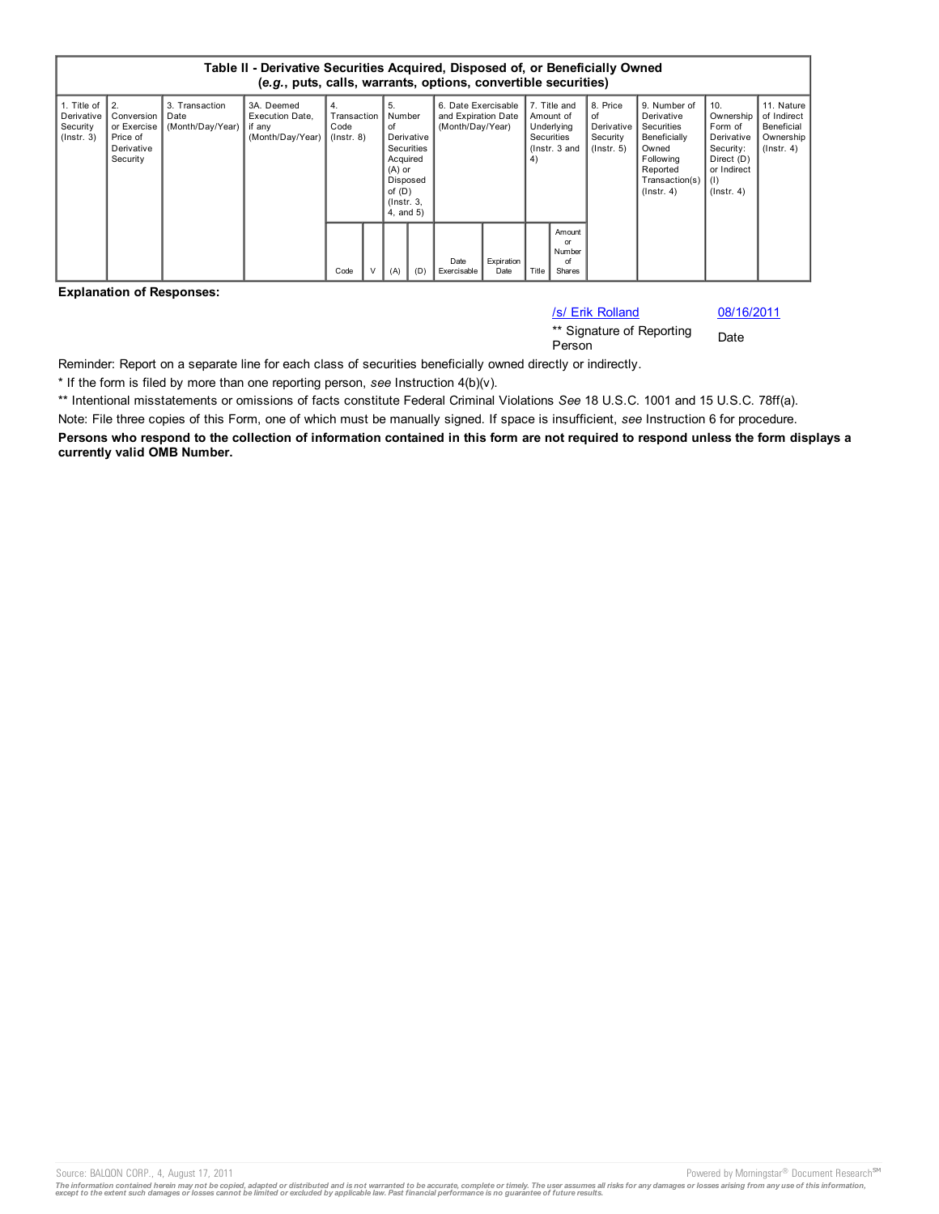| Table II - Derivative Securities Acquired, Disposed of, or Beneficially Owned (*e.g.*, puts, calls, warrants, options, convertible securities) | | | | | | | | | | | | | | | |
|---|---|---|---|---|---|---|---|---|---|---|---|---|---|---|---|
| 1. Title of Derivative Security (Instr. 3) | 2. Conversion or Exercise Price of Derivative Security | 3. Transaction Date (Month/Day/Year) | 3A. Deemed Execution Date, if any (Month/Day/Year) | 4. Transaction Code (Instr. 8) | | 5. Number of Derivative Securities Acquired (A) or Disposed of (D) (Instr. 3, 4, and 5) | | 6. Date Exercisable and Expiration Date (Month/Day/Year) | | 7. Title and Amount of Underlying Securities (Instr. 3 and 4) | | 8. Price of Derivative Security (Instr. 5) | 9. Number of Derivative Securities Beneficially Owned Following Reported Transaction(s) (Instr. 4) | 10. Ownership Form of Derivative Security: Direct (D) or Indirect (I) (Instr. 4) | 11. Nature of Indirect Beneficial Ownership (Instr. 4) |
| | | | | Code | V | (A) | (D) | Date Exercisable | Expiration Date | Title | Amount or Number of Shares | | | | |

**Explanation of Responses:**

/s/ Erik Rolland — 08/16/2011

** Signature of Reporting Person — Date

Reminder: Report on a separate line for each class of securities beneficially owned directly or indirectly.

* If the form is filed by more than one reporting person, *see* Instruction 4(b)(v).

** Intentional misstatements or omissions of facts constitute Federal Criminal Violations *See* 18 U.S.C. 1001 and 15 U.S.C. 78ff(a).

Note: File three copies of this Form, one of which must be manually signed. If space is insufficient, *see* Instruction 6 for procedure.

**Persons who respond to the collection of information contained in this form are not required to respond unless the form displays a currently valid OMB Number.**